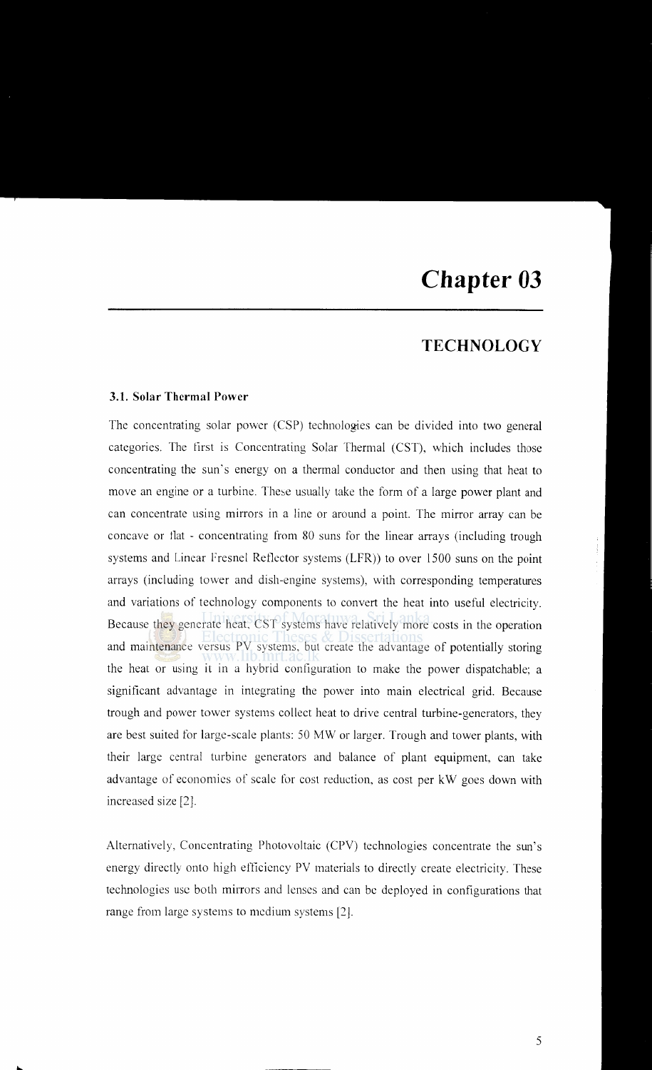# Chapter 03

## TECHNOLOGY

### 3.1. Solar Thermal Power

The concentrating solar power (CSP) technologies can be divided into two general categories. The first is Concentrating Solar Thermal (CST), which includes those concentrating the sun's energy on a thermal conductor and then using that heat to move an engine or a turbine. These usually take the form of a large power plant and can concentrate using mirrors in a line or around a point. The mirror array can be concave or flat - concentrating from 80 suns for the linear arrays (including trough systems and Linear Fresnel Reflector systems (LFR)) to over 1500 suns on the point arrays (including tower and dish-engine systems), with corresponding temperatures and variations of technology components to convert the heat into useful electricity. Because they generate heat, CST systems have relatively more costs in the operation and maintenance versus PV systems, but create the advantage of potentially storing the heat or using it in a hybrid configuration to make the power dispatchable; a significant advantage in integrating the power into main electrical grid. Because trough and power tower systems collect heat to drive central turbine-generators, they are best suited for large-scale plants: 50 MW or larger. Trough and tower plants, with their large central turbine generators and balance of plant equipment, can take advantage of economics of scale for cost reduction, as cost per kW goes down with increased size [2].

Alternatively, Concentrating Photovoltaic (CPV) technologies concentrate the sun's energy directly onto high efficiency PV materials to directly create electricity. These technologies use both mirrors and lenses and can be deployed in configurations that range from large systems to medium systems [2].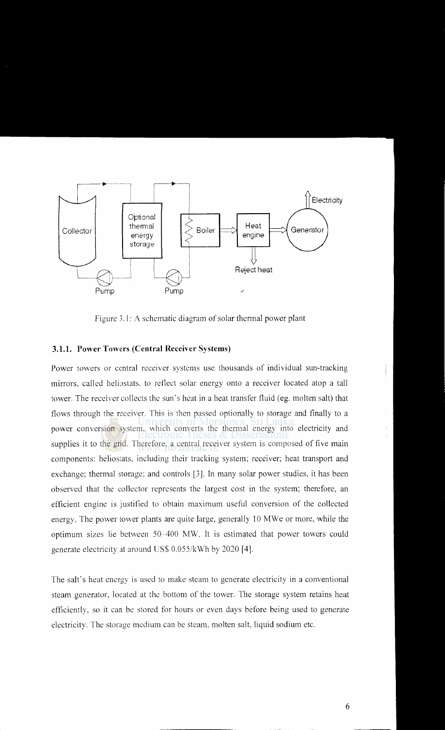Figure 3.1: A schematic diagram of solar thermal power plant

### 3.1.1. Power Towers (Central Receiver Systems)

Power towers or central receiver systems use thousands of individual sun-tracking mirrors, called heliostats, to reflect solar energy onto a receiver located atop a tall tower. The receiver collects the sun's heat in a heat transfer fluid (eg. molten salt) that flows through the receiver. This is then passed optionally to storage and finally to a power conversion system, which converts the thermal energy into electricity and supplies it to the grid. Therefore, a central receiver system is composed of five main components: heliostats, including their tracking system; receiver; heat transport and exchange; thermal storage; and controls [3]. In many solar power studies, it has been observed that the collector represents the largest cost in the system; therefore, an efficient engine is justified to obtain maximum useful conversion of the collected energy. The power tower plants are quite large, generally 10 MWe or more, while the optimum sizes lie between 50–400 MW. It is estimated that power towers could generate electricity at around US$ 0.055/kWh by 2020 [4].

The salt's heat energy is used to make steam to generate electricity in a conventional steam generator, located at the bottom of the tower. The storage system retains heat efficiently, so it can be stored for hours or even days before being used to generate electricity. The storage medium can be steam, molten salt, liquid sodium etc.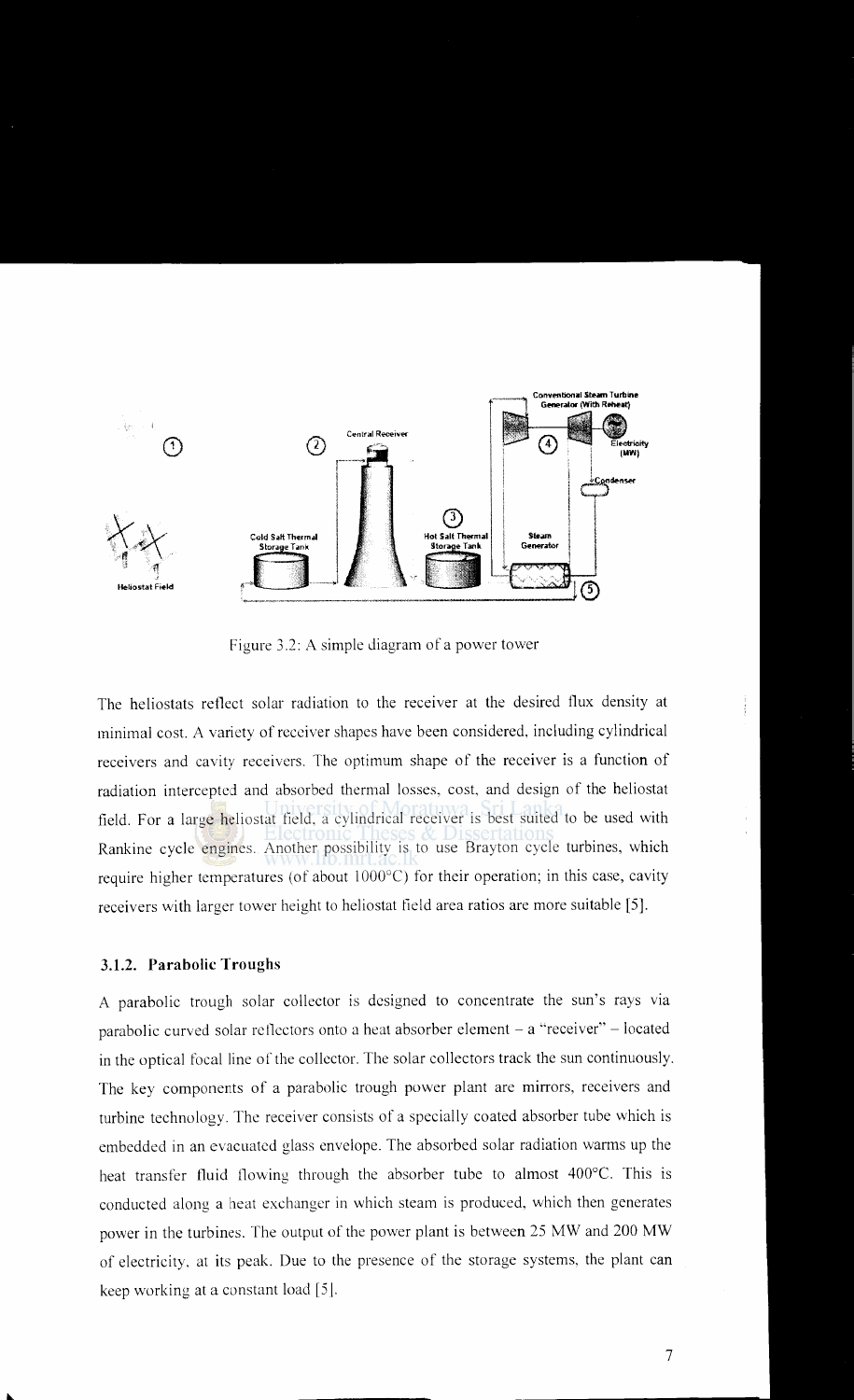Figure 3.2: A simple diagram of a power tower

The heliostats reflect solar radiation to the receiver at the desired flux density at minimal cost. A variety of receiver shapes have been considered, including cylindrical receivers and cavity receivers. The optimum shape of the receiver is a function of radiation intercepted and absorbed thermal losses, cost, and design of the heliostat field. For a large heliostat field, a cylindrical receiver is best suited to be used with Rankine cycle engines. Another possibility is to use Brayton cycle turbines, which require higher temperatures (of about 1000°C) for their operation; in this case, cavity receivers with larger tower height to heliostat field area ratios are more suitable [5].

### 3.1.2. Parabolic Troughs

A parabolic trough solar collector is designed to concentrate the sun's rays via parabolic curved solar reflectors onto a heat absorber element – a "receiver" – located in the optical focal line of the collector. The solar collectors track the sun continuously. The key components of a parabolic trough power plant are mirrors, receivers and turbine technology. The receiver consists of a specially coated absorber tube which is embedded in an evacuated glass envelope. The absorbed solar radiation warms up the heat transfer fluid flowing through the absorber tube to almost 400°C. This is conducted along a heat exchanger in which steam is produced, which then generates power in the turbines. The output of the power plant is between 25 MW and 200 MW of electricity, at its peak. Due to the presence of the storage systems, the plant can keep working at a constant load [5].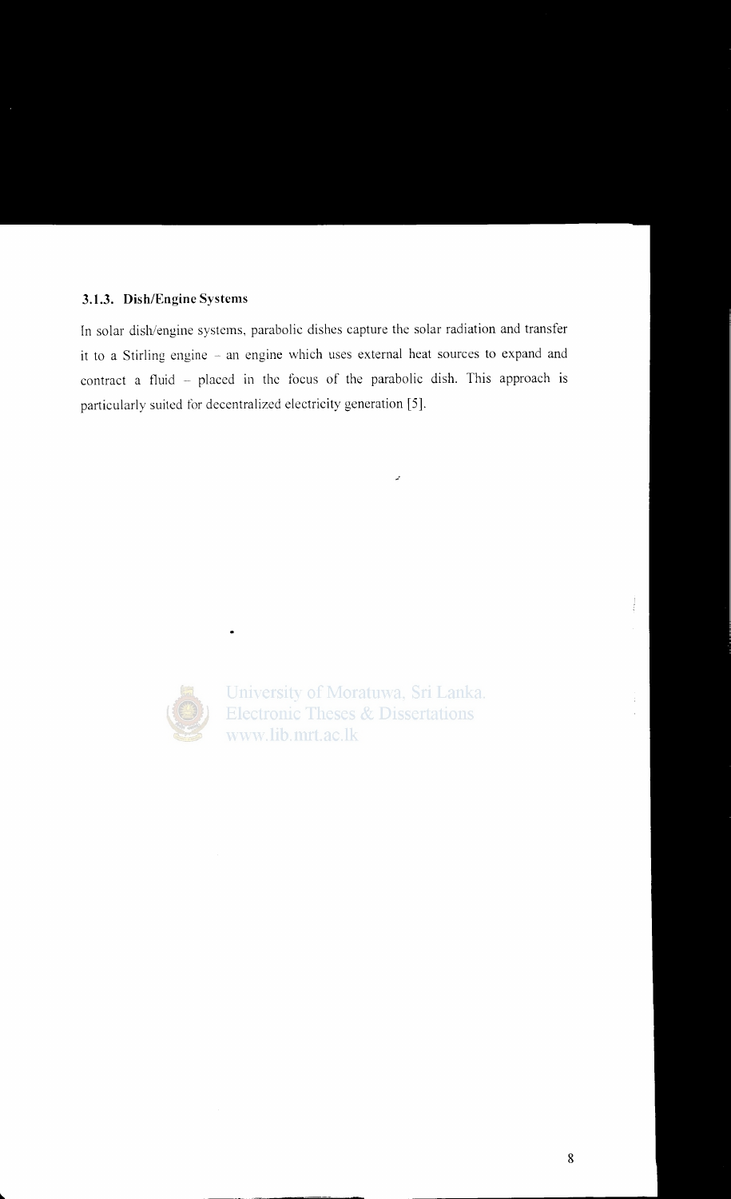### 3.1.3. Dish/Engine Systems

In solar dish/engine systems, parabolic dishes capture the solar radiation and transfer it to a Stirling engine – an engine which uses external heat sources to expand and contract a fluid – placed in the focus of the parabolic dish. This approach is particularly suited for decentralized electricity generation [5].